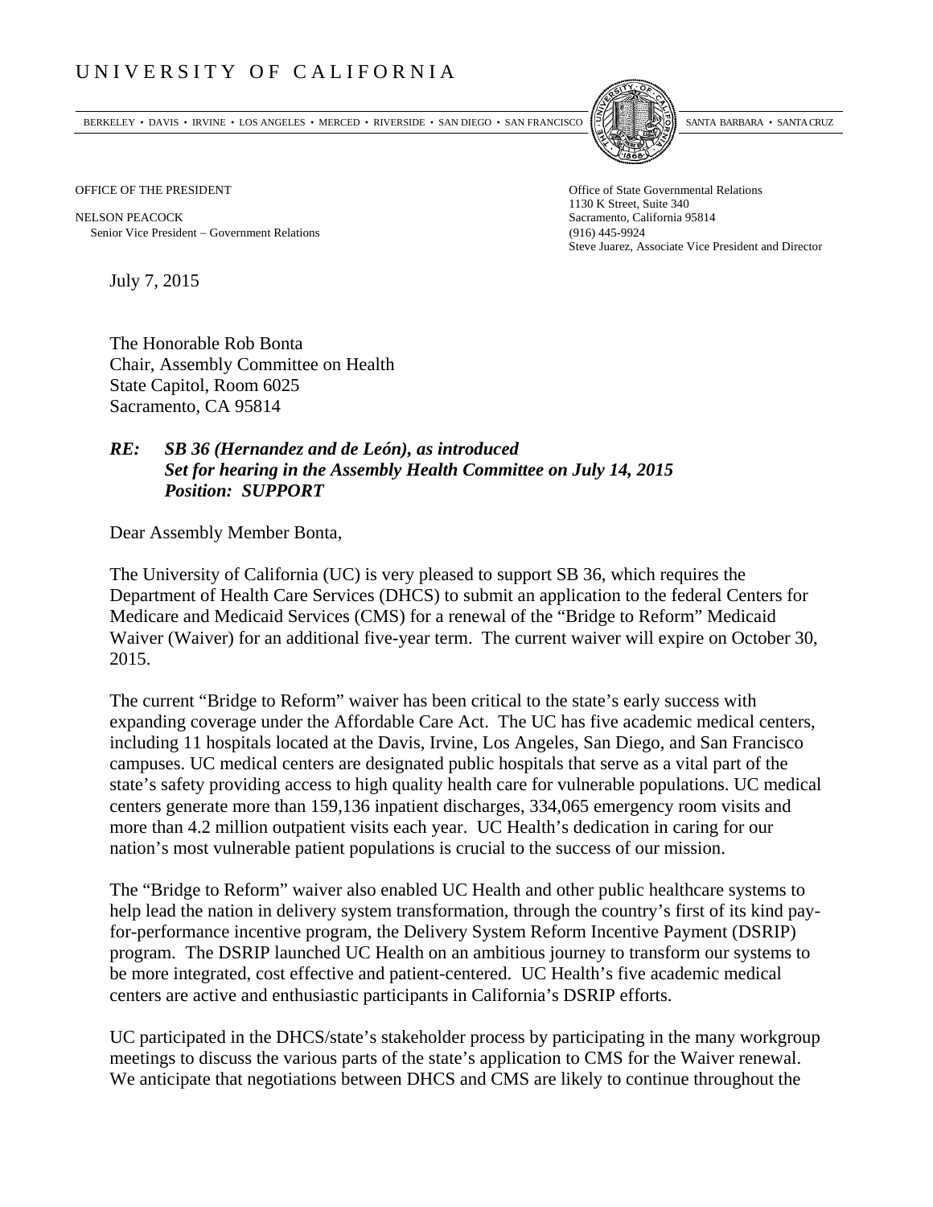# UNIVERSITY OF CALIFORNIA

BERKELEY • DAVIS • IRVINE • LOS ANGELES • MERCED • RIVERSIDE • SAN DIEGO • SAN FRANCISCO SANTA BARBARA • SANTA CRUZ

OFFICE OF THE PRESIDENT

NELSON PEACOCK
Senior Vice President – Government Relations

Office of State Governmental Relations
1130 K Street, Suite 340
Sacramento, California 95814
(916) 445-9924
Steve Juarez, Associate Vice President and Director

July 7, 2015

The Honorable Rob Bonta
Chair, Assembly Committee on Health
State Capitol, Room 6025
Sacramento, CA 95814

***RE: SB 36 (Hernandez and de León), as introduced***
***Set for hearing in the Assembly Health Committee on July 14, 2015***
***Position: SUPPORT***

Dear Assembly Member Bonta,

The University of California (UC) is very pleased to support SB 36, which requires the Department of Health Care Services (DHCS) to submit an application to the federal Centers for Medicare and Medicaid Services (CMS) for a renewal of the "Bridge to Reform" Medicaid Waiver (Waiver) for an additional five-year term. The current waiver will expire on October 30, 2015.

The current "Bridge to Reform" waiver has been critical to the state's early success with expanding coverage under the Affordable Care Act. The UC has five academic medical centers, including 11 hospitals located at the Davis, Irvine, Los Angeles, San Diego, and San Francisco campuses. UC medical centers are designated public hospitals that serve as a vital part of the state's safety providing access to high quality health care for vulnerable populations. UC medical centers generate more than 159,136 inpatient discharges, 334,065 emergency room visits and more than 4.2 million outpatient visits each year. UC Health's dedication in caring for our nation's most vulnerable patient populations is crucial to the success of our mission.

The "Bridge to Reform" waiver also enabled UC Health and other public healthcare systems to help lead the nation in delivery system transformation, through the country's first of its kind pay-for-performance incentive program, the Delivery System Reform Incentive Payment (DSRIP) program. The DSRIP launched UC Health on an ambitious journey to transform our systems to be more integrated, cost effective and patient-centered. UC Health's five academic medical centers are active and enthusiastic participants in California's DSRIP efforts.

UC participated in the DHCS/state's stakeholder process by participating in the many workgroup meetings to discuss the various parts of the state's application to CMS for the Waiver renewal. We anticipate that negotiations between DHCS and CMS are likely to continue throughout the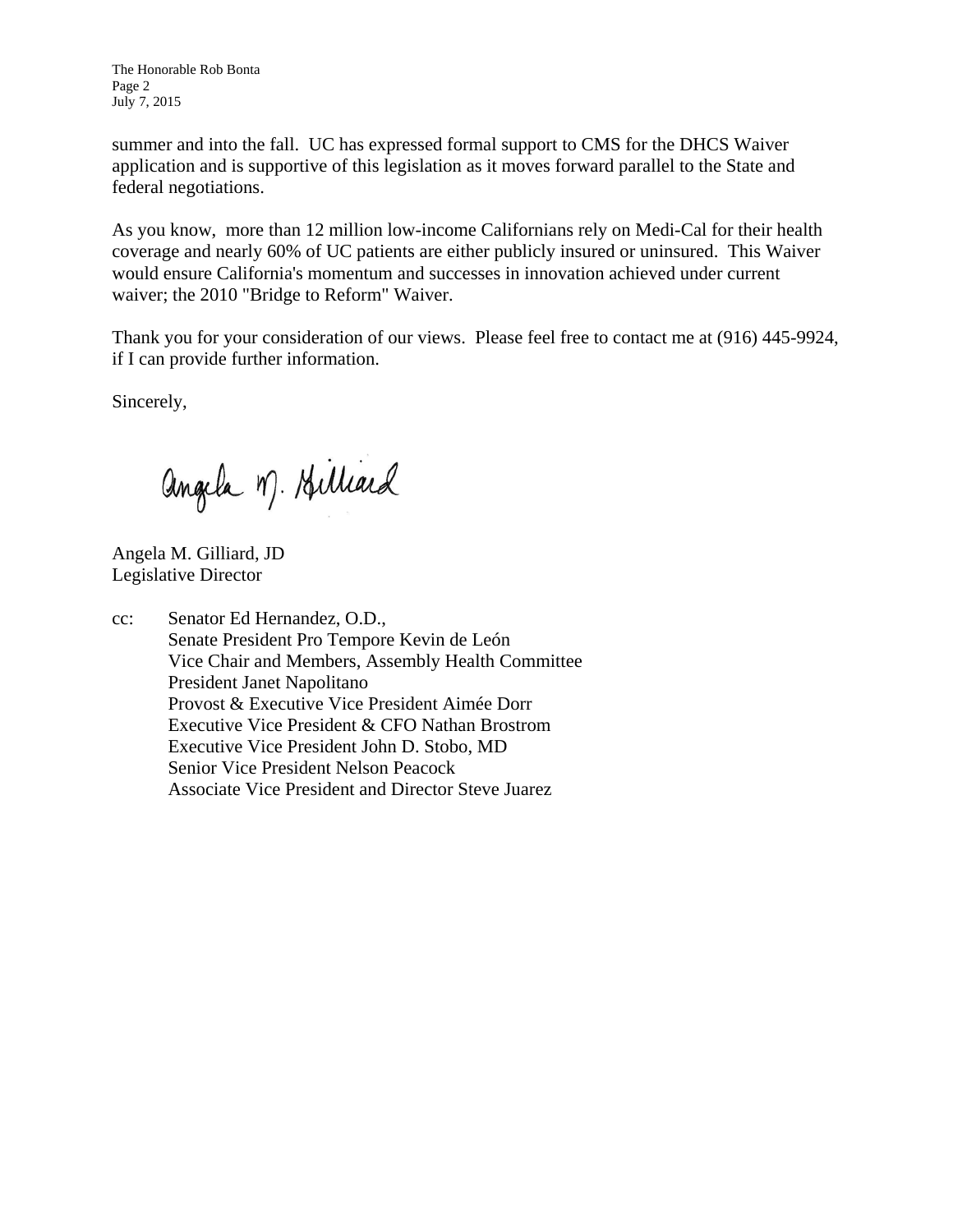summer and into the fall. UC has expressed formal support to CMS for the DHCS Waiver application and is supportive of this legislation as it moves forward parallel to the State and federal negotiations.

As you know, more than 12 million low-income Californians rely on Medi-Cal for their health coverage and nearly 60% of UC patients are either publicly insured or uninsured. This Waiver would ensure California's momentum and successes in innovation achieved under current waiver; the 2010 "Bridge to Reform" Waiver.

Thank you for your consideration of our views. Please feel free to contact me at (916) 445-9924, if I can provide further information.

Sincerely,

Angela M. Gilliard

Angela M. Gilliard, JD
Legislative Director

cc: Senator Ed Hernandez, O.D.,
Senate President Pro Tempore Kevin de León
Vice Chair and Members, Assembly Health Committee
President Janet Napolitano
Provost & Executive Vice President Aimée Dorr
Executive Vice President & CFO Nathan Brostrom
Executive Vice President John D. Stobo, MD
Senior Vice President Nelson Peacock
Associate Vice President and Director Steve Juarez